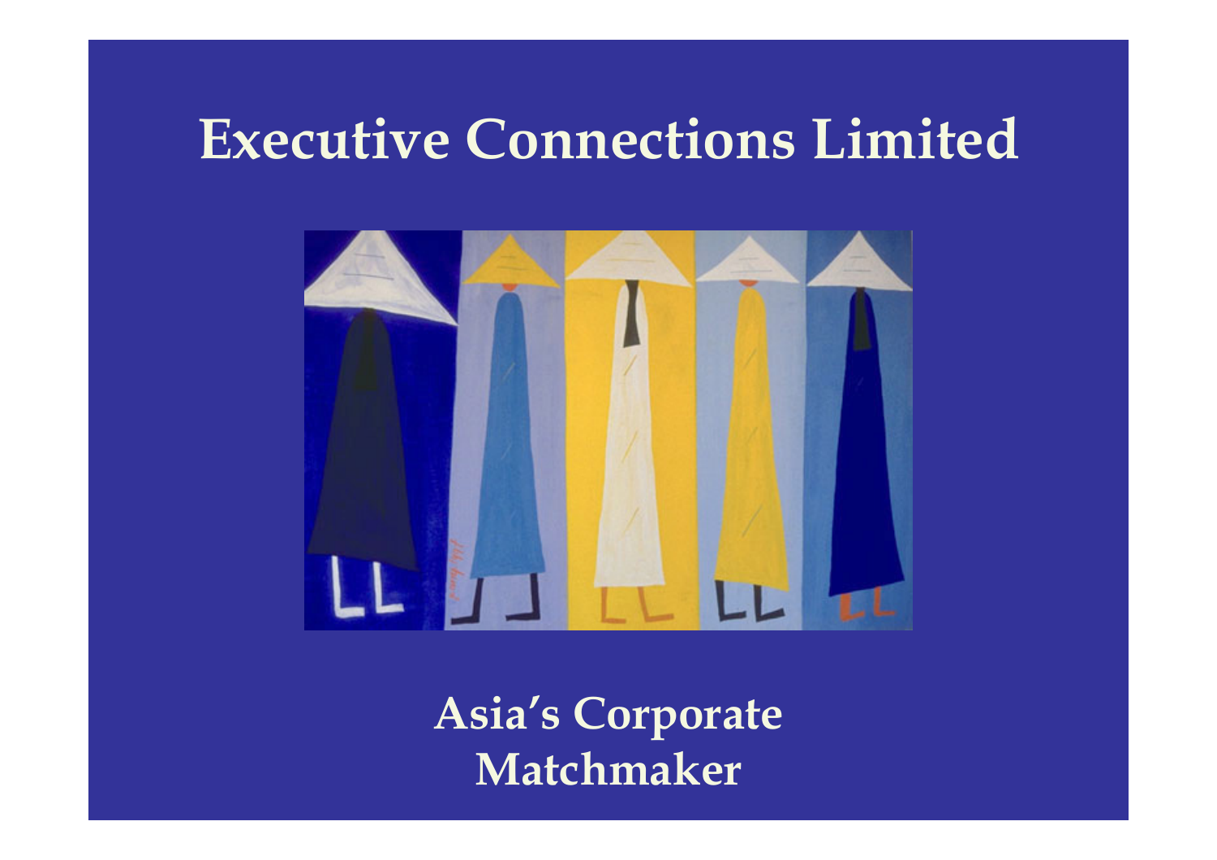# Executive Connections Limited

**Asia's Corporate Matchmaker**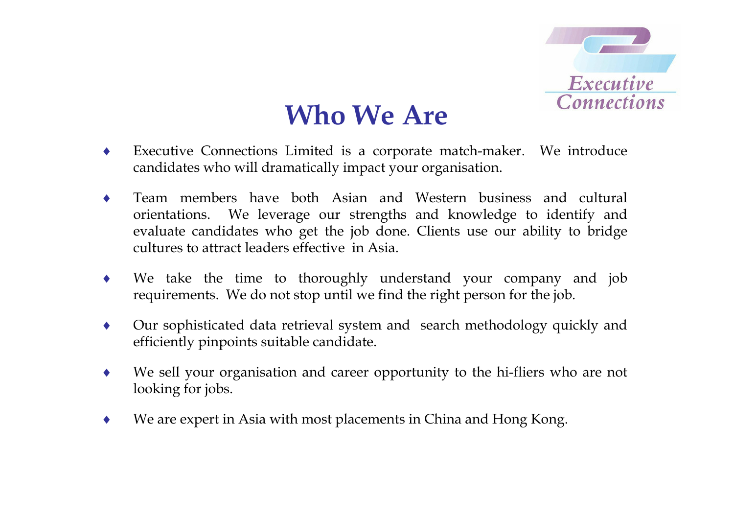# Who We Are

- Executive Connections Limited is a corporate match-maker. We introduce candidates who will dramatically impact your organisation.
- Team members have both Asian and Western business and cultural orientations. We leverage our strengths and knowledge to identify and evaluate candidates who get the job done. Clients use our ability to bridge cultures to attract leaders effective in Asia.
- We take the time to thoroughly understand your company and job requirements. We do not stop until we find the right person for the job.
- Our sophisticated data retrieval system and search methodology quickly and efficiently pinpoints suitable candidate.
- We sell your organisation and career opportunity to the hi-fliers who are not looking for jobs.
- We are expert in Asia with most placements in China and Hong Kong.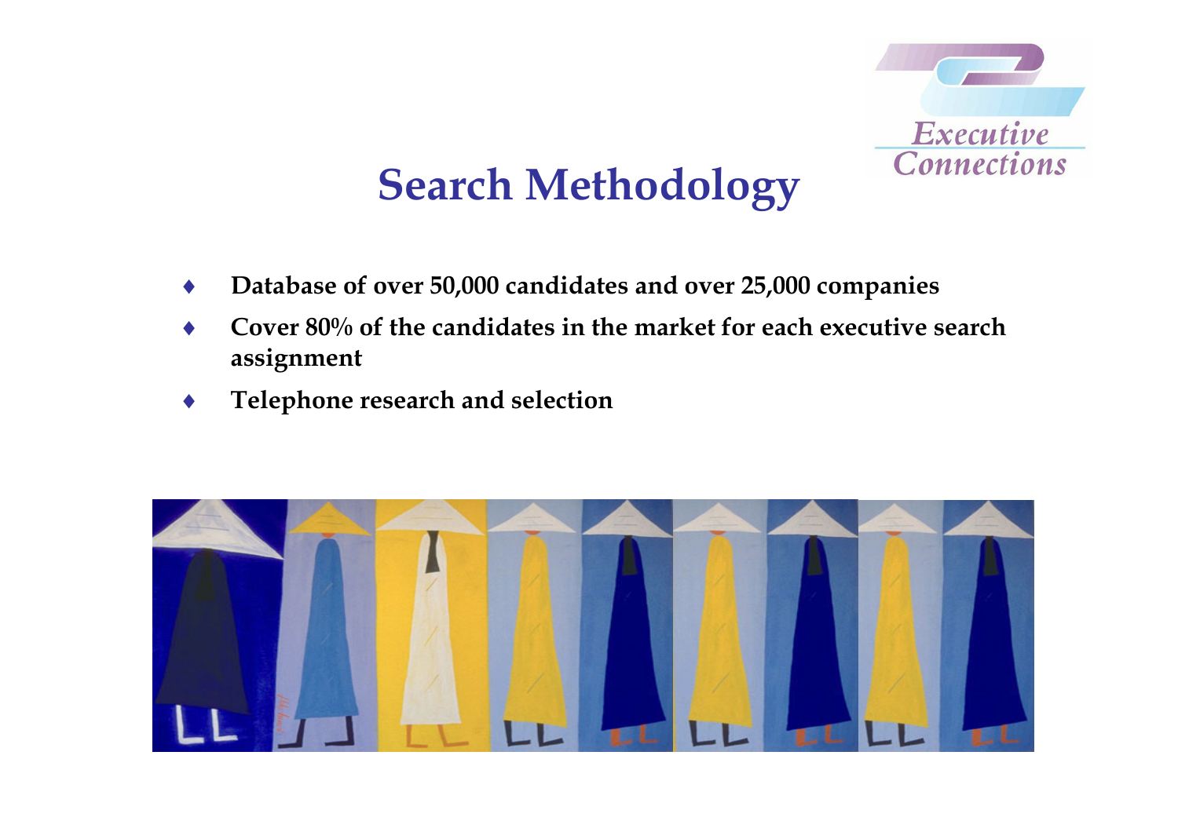# Search Methodology

- **Database of over 50,000 candidates and over 25,000 companies**
- **Cover 80% of the candidates in the market for each executive search assignment**
- **Telephone research and selection**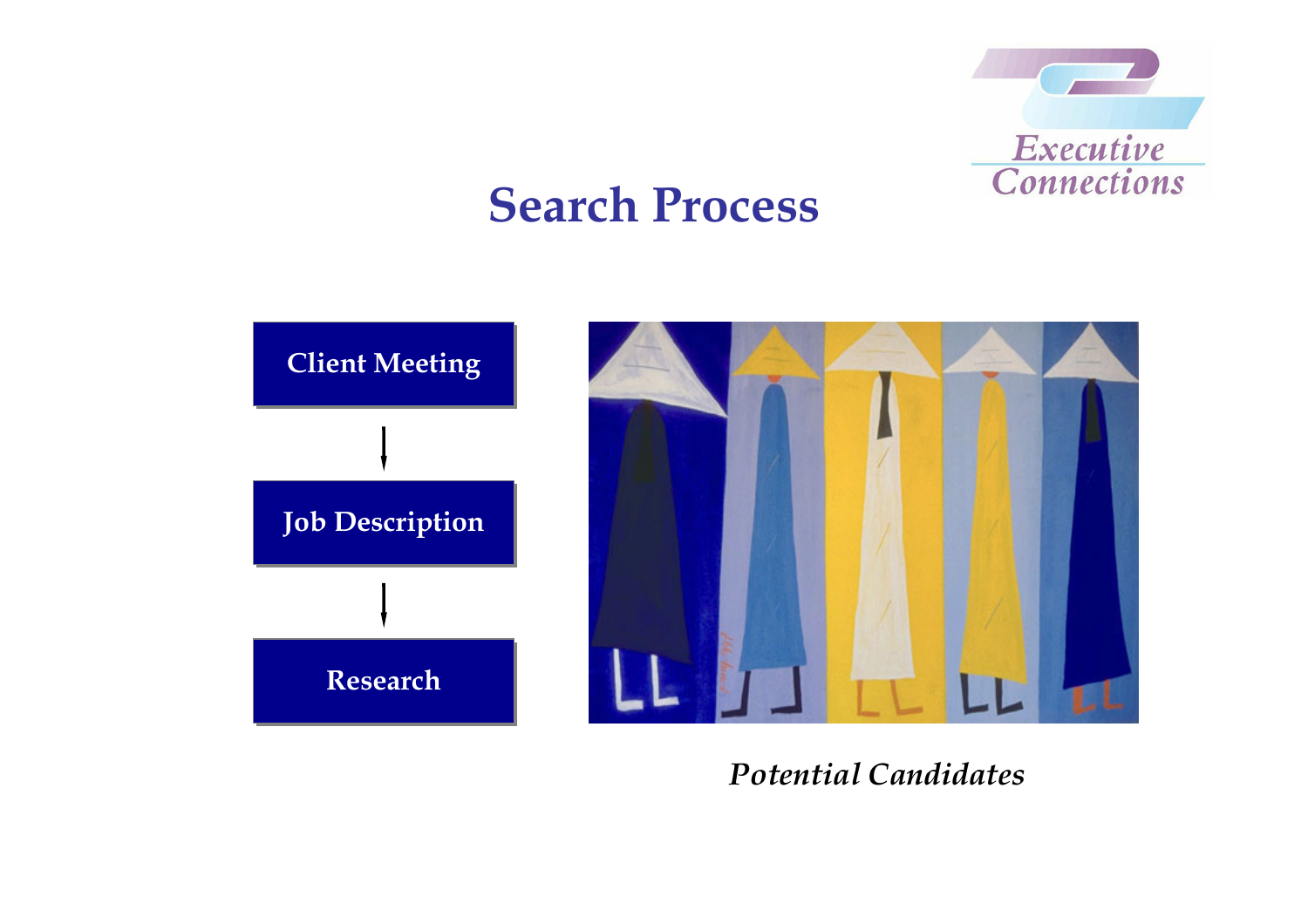# Search Process

Client Meeting

↓

Job Description

↓

Research

*Potential Candidates*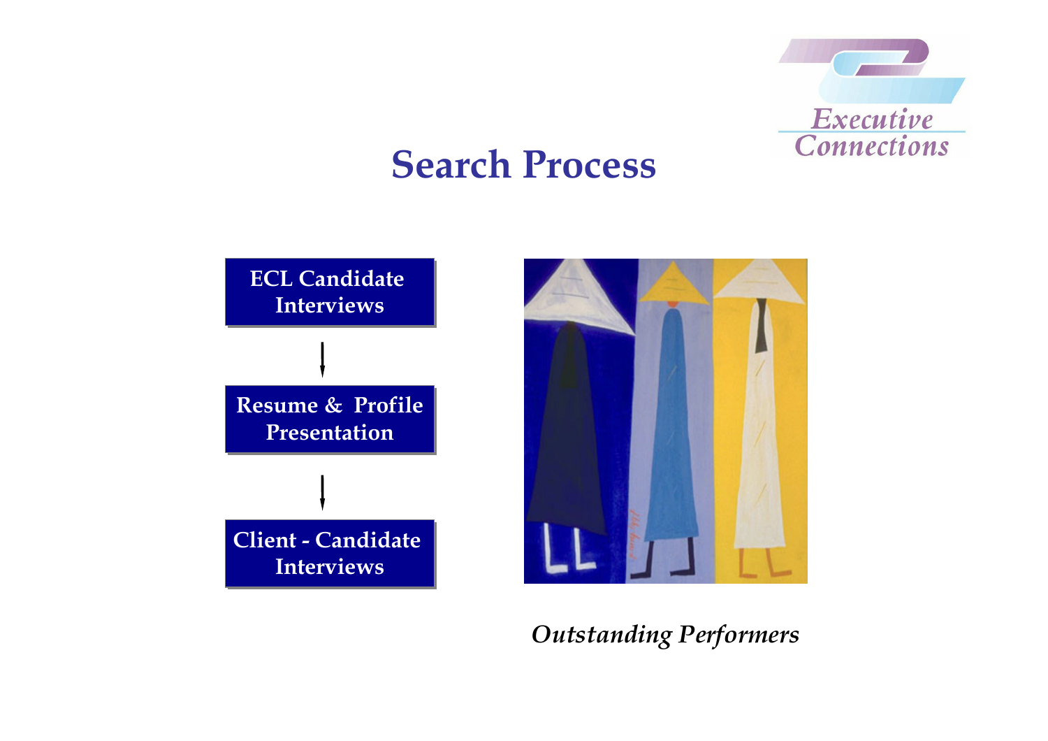# Search Process

**ECL Candidate Interviews**

↓

**Resume & Profile Presentation**

↓

**Client - Candidate Interviews**

*Outstanding Performers*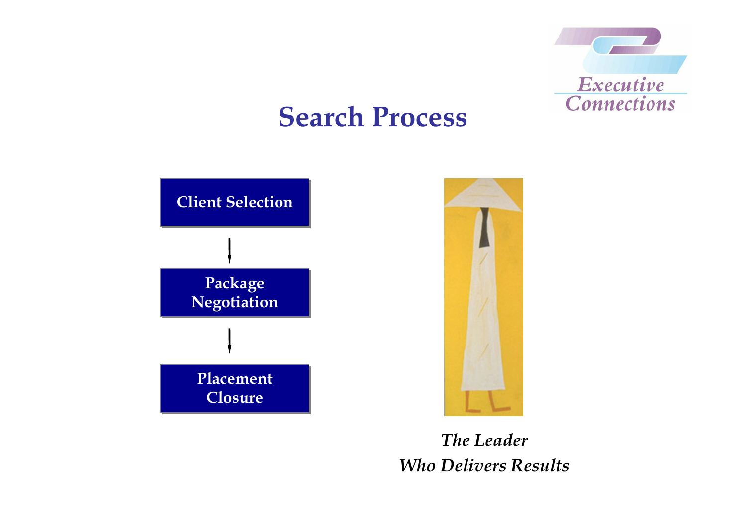# Search Process

Client Selection

↓

Package Negotiation

↓

Placement Closure

*The Leader*
*Who Delivers Results*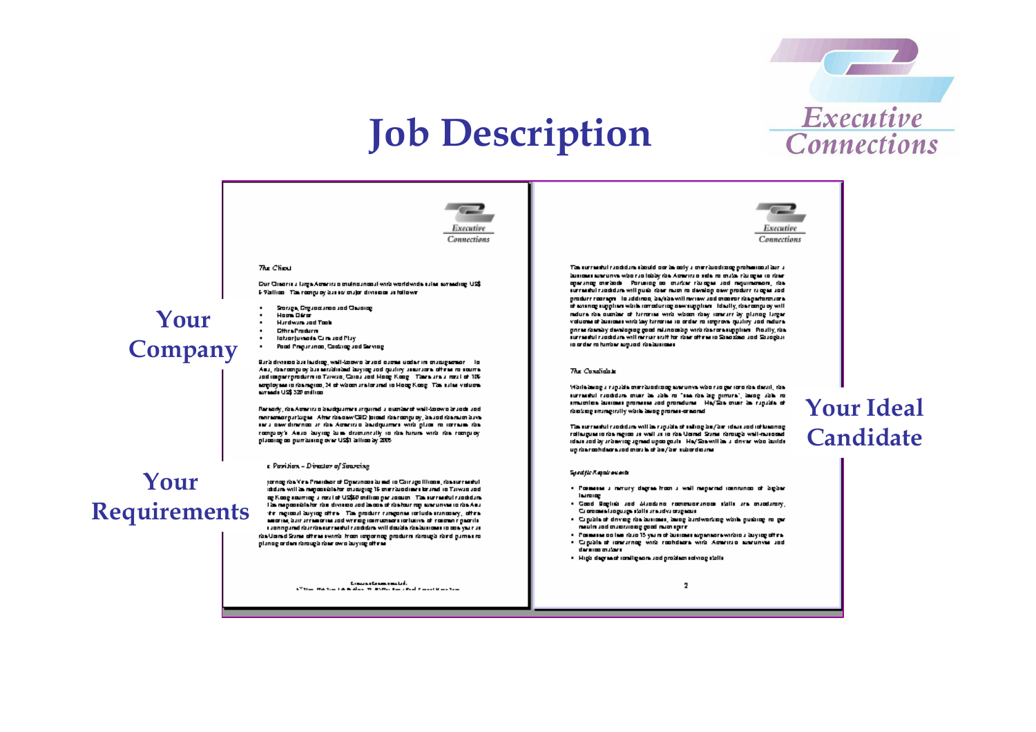# Job Description

Executive Connections

Your Company

Your Requirements

Your Ideal Candidate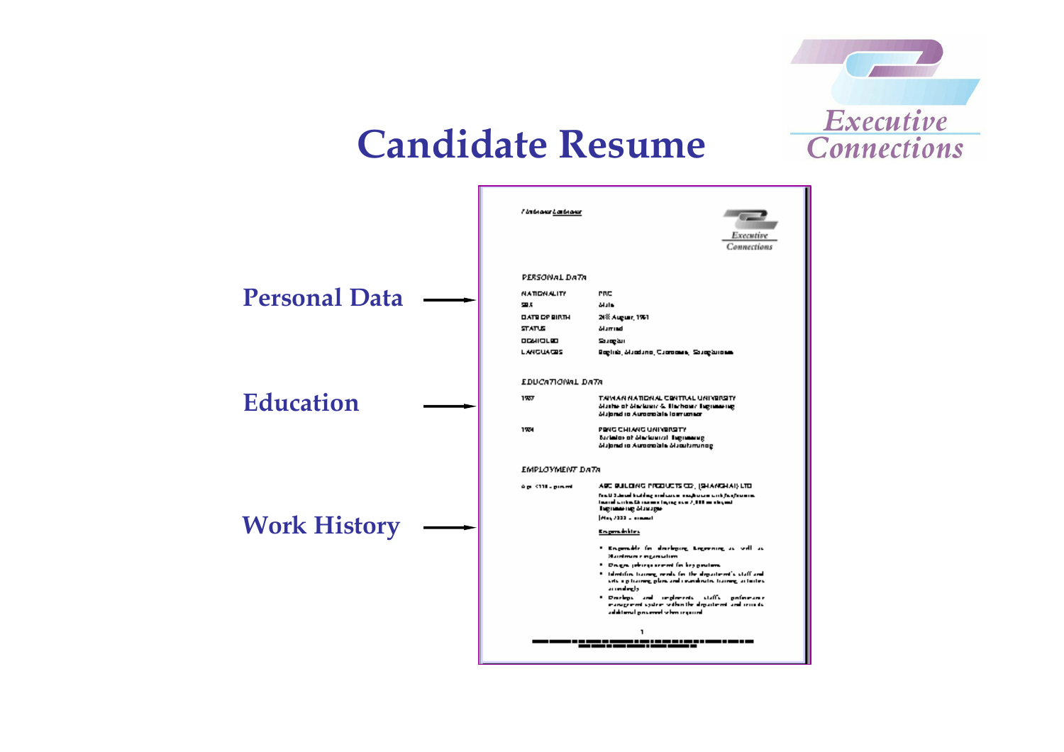# Candidate Resume

Executive Connections

Personal Data

Education

Work History

PERSONAL DATA

| | |
|---|---|
| NATIONALITY | PRC |
| SEX | Male |
| DATE OF BIRTH | 24th August, 1961 |
| STATUS | Married |
| DOMICILED | Shanghai |
| LANGUAGES | English, Mandarin, Cantonese, Shanghainese |

EDUCATIONAL DATA

1987 — TAIWAN NATIONAL CENTRAL UNIVERSITY
Master of Mechanical & Electrical Engineering
Majored in Automobile Instrument

1984 — FENG CHIANG UNIVERSITY
Bachelor of Mechanical Engineering
Majored in Automobile Manufacturing

EMPLOYMENT DATA

ABC BUILDING PRODUCTS CO., (SHANGHAI) LTD

Engineering Manager

Responsibilities

- Responsible for developing Engineering as well as Maintenance organization
- Design job requirement for key positions
- Identifies training needs for the department's staff and sets up training plans and coordinates training activities accordingly
- Develops and implements staff's performance management system within the department and recruits additional personnel when required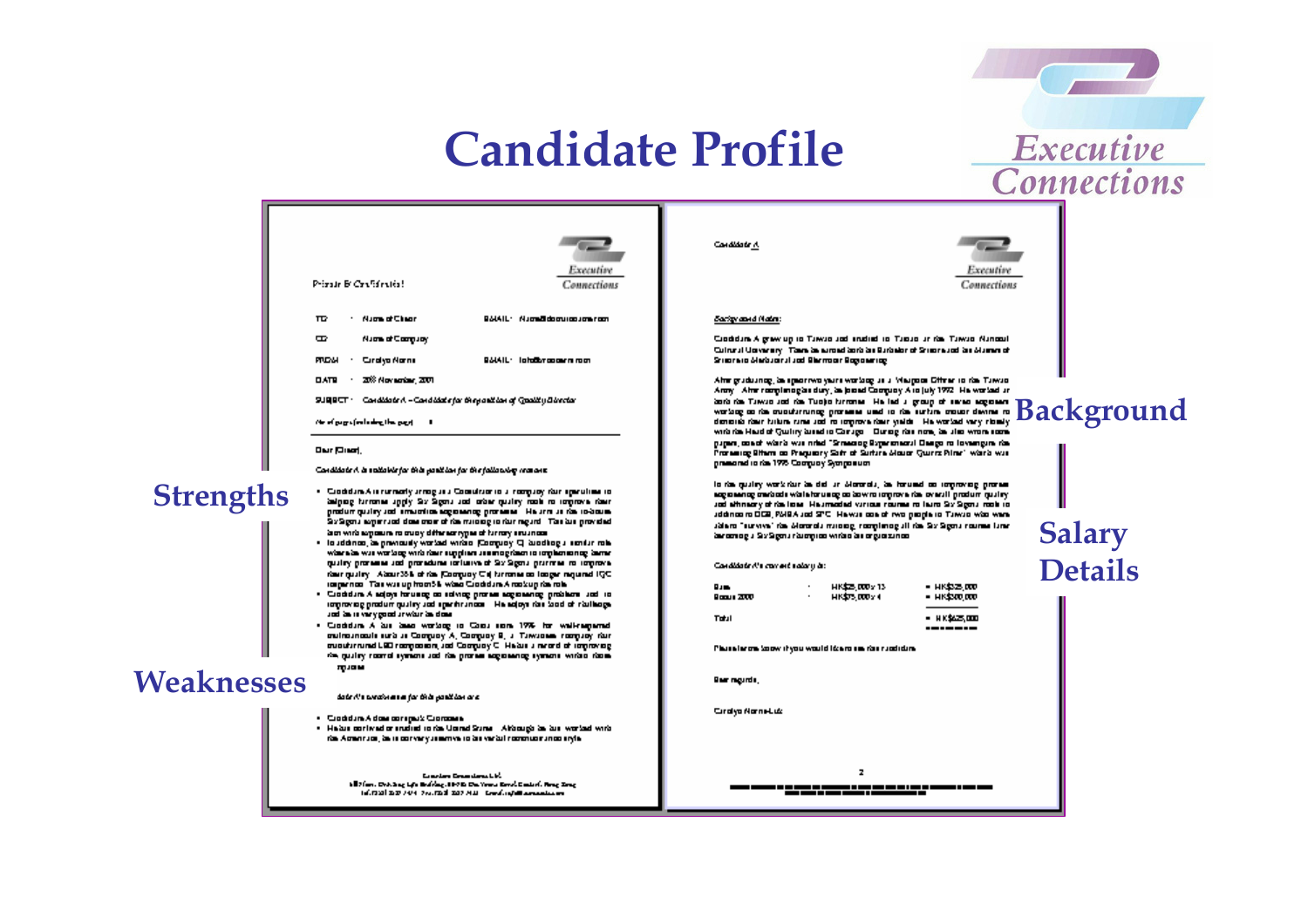# Candidate Profile

Executive Connections

Strengths

Weaknesses

Background

Salary Details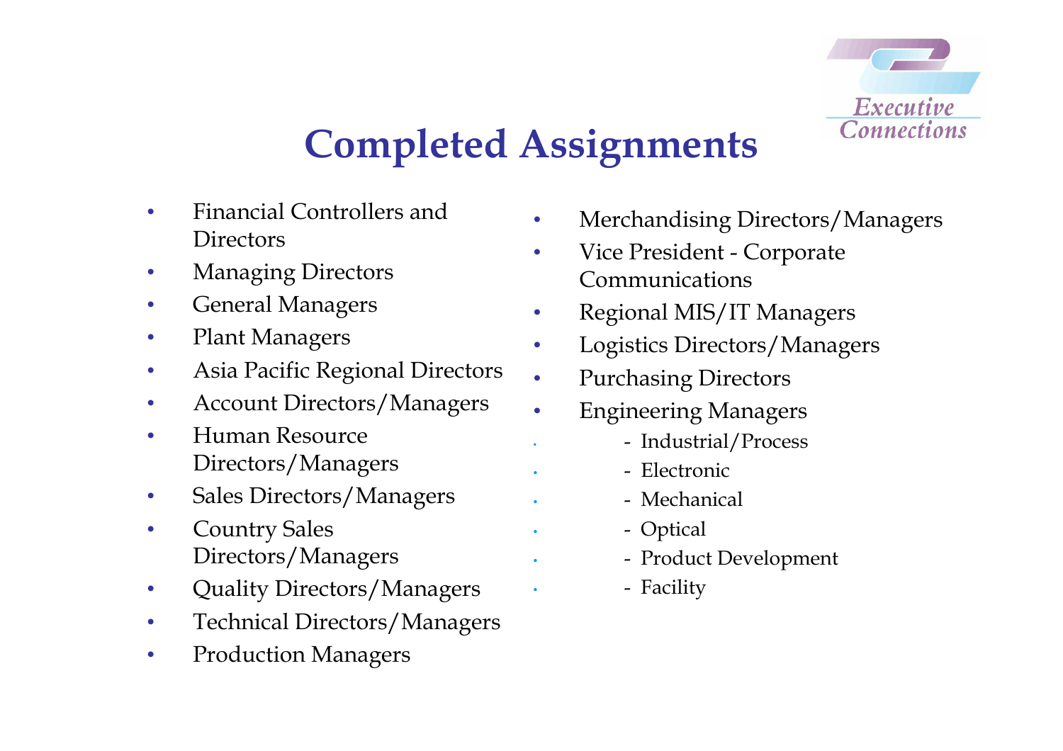# Completed Assignments

- Financial Controllers and Directors
- Managing Directors
- General Managers
- Plant Managers
- Asia Pacific Regional Directors
- Account Directors/Managers
- Human Resource Directors/Managers
- Sales Directors/Managers
- Country Sales Directors/Managers
- Quality Directors/Managers
- Technical Directors/Managers
- Production Managers
- Merchandising Directors/Managers
- Vice President - Corporate Communications
- Regional MIS/IT Managers
- Logistics Directors/Managers
- Purchasing Directors
- Engineering Managers
  - Industrial/Process
  - Electronic
  - Mechanical
  - Optical
  - Product Development
  - Facility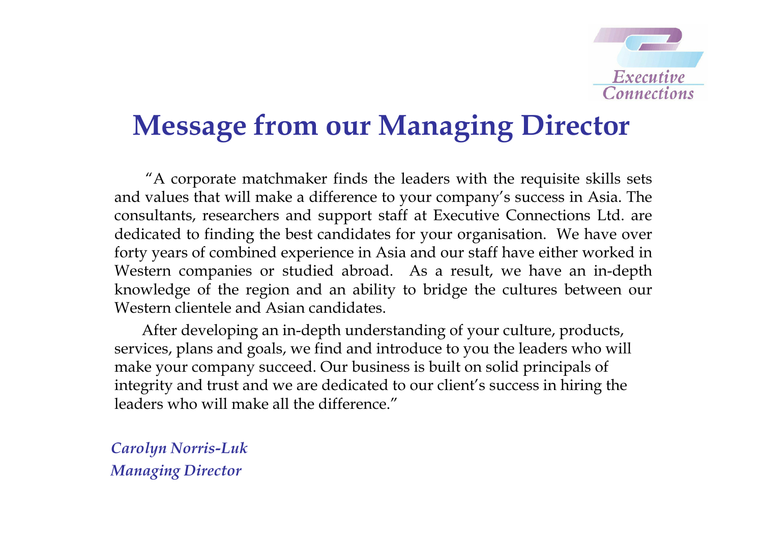# Message from our Managing Director

"A corporate matchmaker finds the leaders with the requisite skills sets and values that will make a difference to your company's success in Asia. The consultants, researchers and support staff at Executive Connections Ltd. are dedicated to finding the best candidates for your organisation. We have over forty years of combined experience in Asia and our staff have either worked in Western companies or studied abroad. As a result, we have an in-depth knowledge of the region and an ability to bridge the cultures between our Western clientele and Asian candidates.

After developing an in-depth understanding of your culture, products, services, plans and goals, we find and introduce to you the leaders who will make your company succeed. Our business is built on solid principals of integrity and trust and we are dedicated to our client's success in hiring the leaders who will make all the difference."

*Carolyn Norris-Luk*
*Managing Director*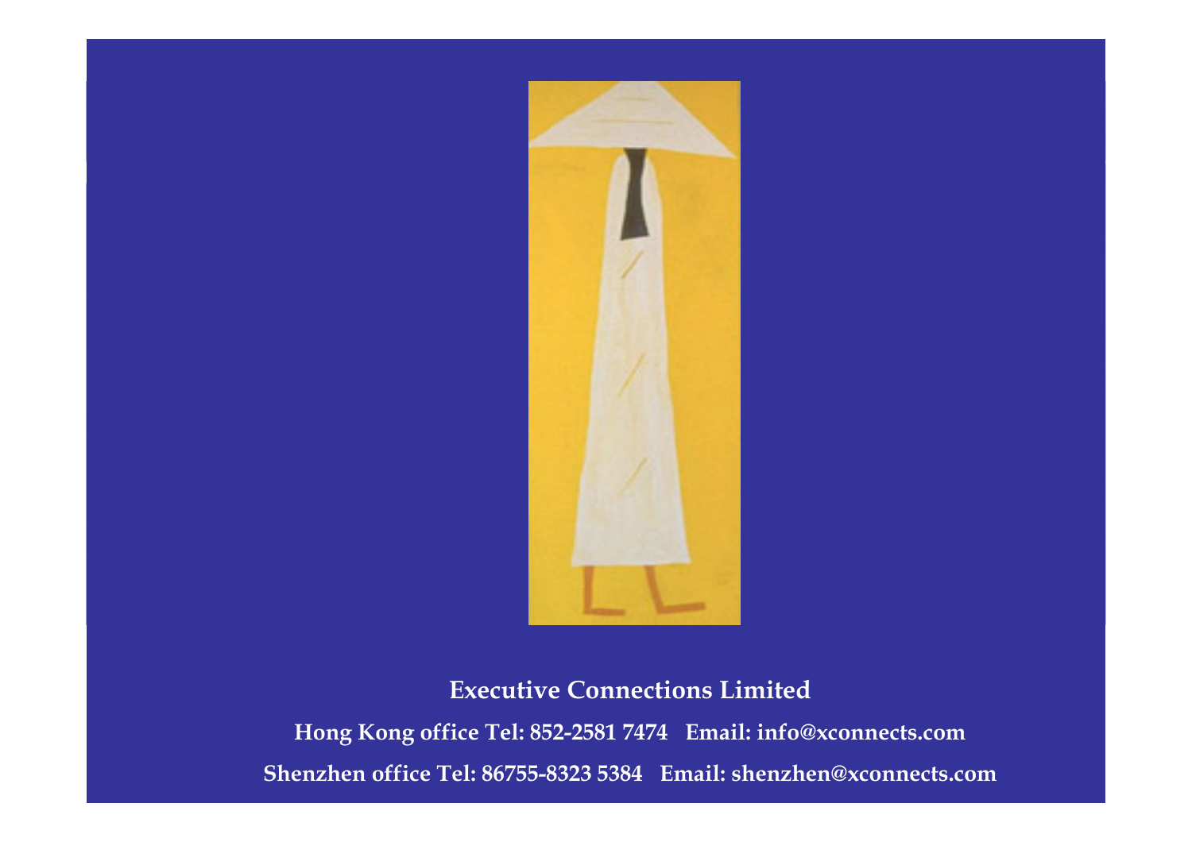**Executive Connections Limited**

**Hong Kong office Tel: 852-2581 7474   Email: info@xconnects.com**

**Shenzhen office Tel: 86755-8323 5384   Email: shenzhen@xconnects.com**